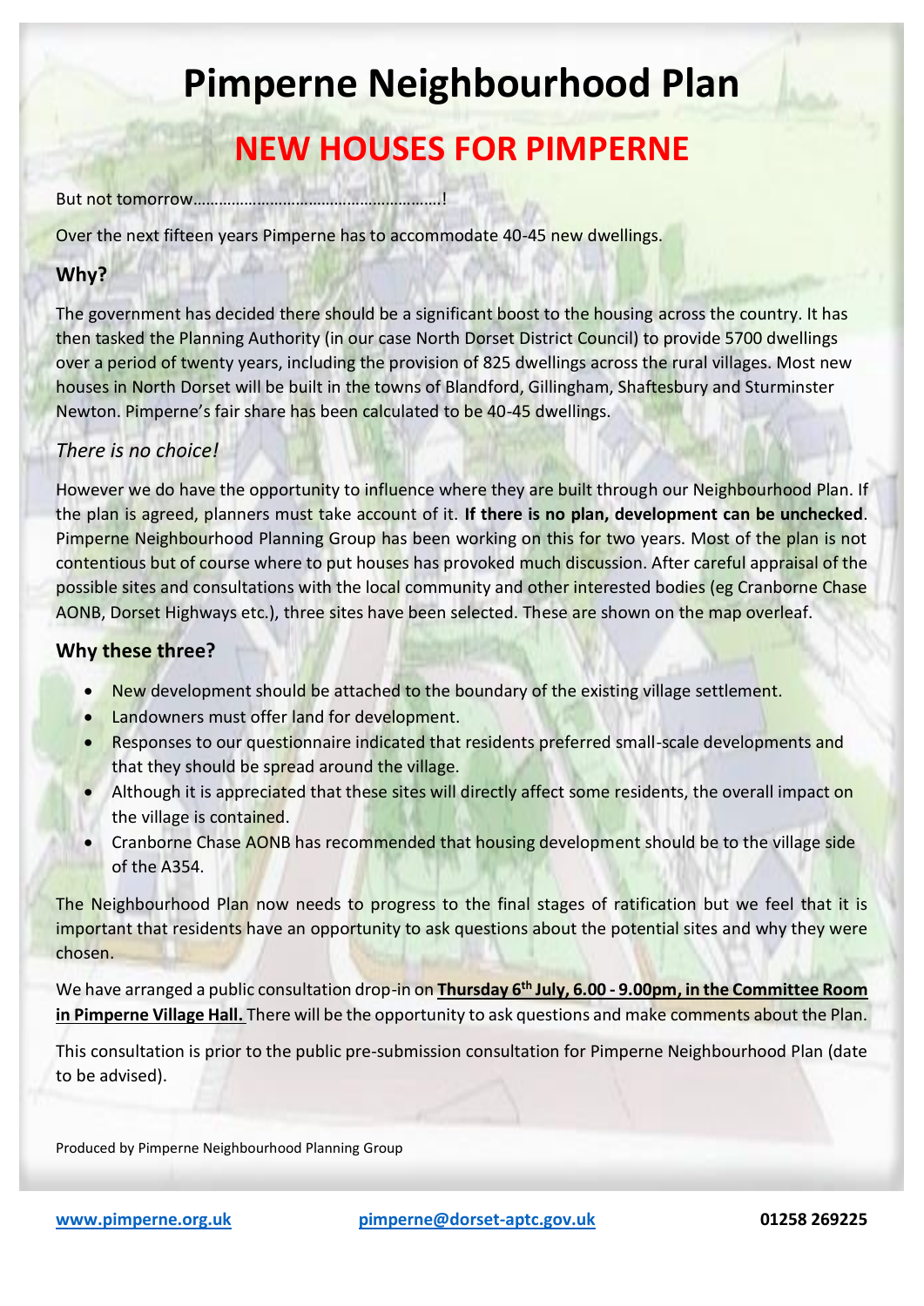# Pimperne Neighbourhood Plan

## NEW HOUSES FOR PIMPERNE

But not tomorrow………………………………………………….!

Over the next fifteen years Pimperne has to accommodate 40-45 new dwellings.

### Why?

The government has decided there should be a significant boost to the housing across the country. It has then tasked the Planning Authority (in our case North Dorset District Council) to provide 5700 dwellings over a period of twenty years, including the provision of 825 dwellings across the rural villages. Most new houses in North Dorset will be built in the towns of Blandford, Gillingham, Shaftesbury and Sturminster Newton. Pimperne's fair share has been calculated to be 40-45 dwellings.

### *There is no choice!*

However we do have the opportunity to influence where they are built through our Neighbourhood Plan. If the plan is agreed, planners must take account of it. **If there is no plan, development can be unchecked**. Pimperne Neighbourhood Planning Group has been working on this for two years. Most of the plan is not contentious but of course where to put houses has provoked much discussion. After careful appraisal of the possible sites and consultations with the local community and other interested bodies (eg Cranborne Chase AONB, Dorset Highways etc.), three sites have been selected. These are shown on the map overleaf.

### Why these three?

- New development should be attached to the boundary of the existing village settlement.
- Landowners must offer land for development.
- Responses to our questionnaire indicated that residents preferred small-scale developments and that they should be spread around the village.
- Although it is appreciated that these sites will directly affect some residents, the overall impact on the village is contained.
- Cranborne Chase AONB has recommended that housing development should be to the village side of the A354.

The Neighbourhood Plan now needs to progress to the final stages of ratification but we feel that it is important that residents have an opportunity to ask questions about the potential sites and why they were chosen.

We have arranged a public consultation drop-in on **Thursday 6th July, 6.00 - 9.00pm, in the Committee Room in Pimperne Village Hall.** There will be the opportunity to ask questions and make comments about the Plan.

This consultation is prior to the public pre-submission consultation for Pimperne Neighbourhood Plan (date to be advised).

Produced by Pimperne Neighbourhood Planning Group

www.pimperne.org.uk pimperne@dorset-aptc.gov.uk **01258 269225**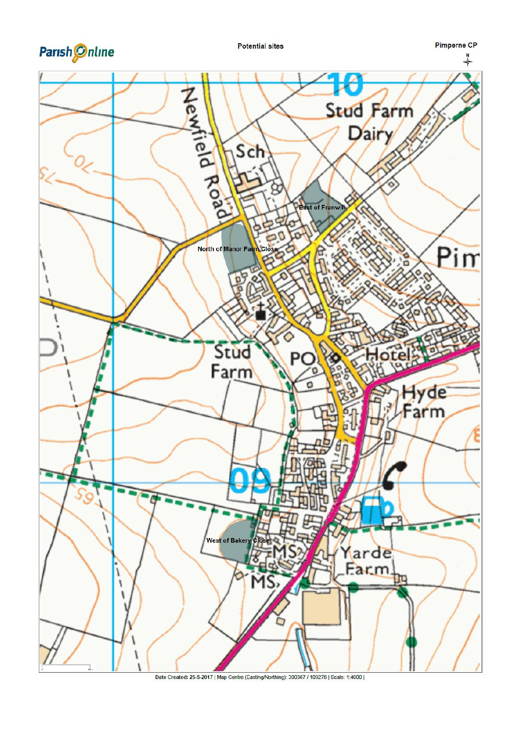Parish Online

Potential sites

Pimperne CP

10

Stud Farm Dairy

Newfield Road

Sch

East of Franwill

North of Manor Farm Close

Pim

Stud Farm

PO

Hotel

Hyde Farm

09

West of Bakery Close

MS

Yarde Farm

MS

70

75

65

Date Created: 25-5-2017 | Map Centre (Easting/Northing): 390367 / 109276 | Scale: 1:4000 |